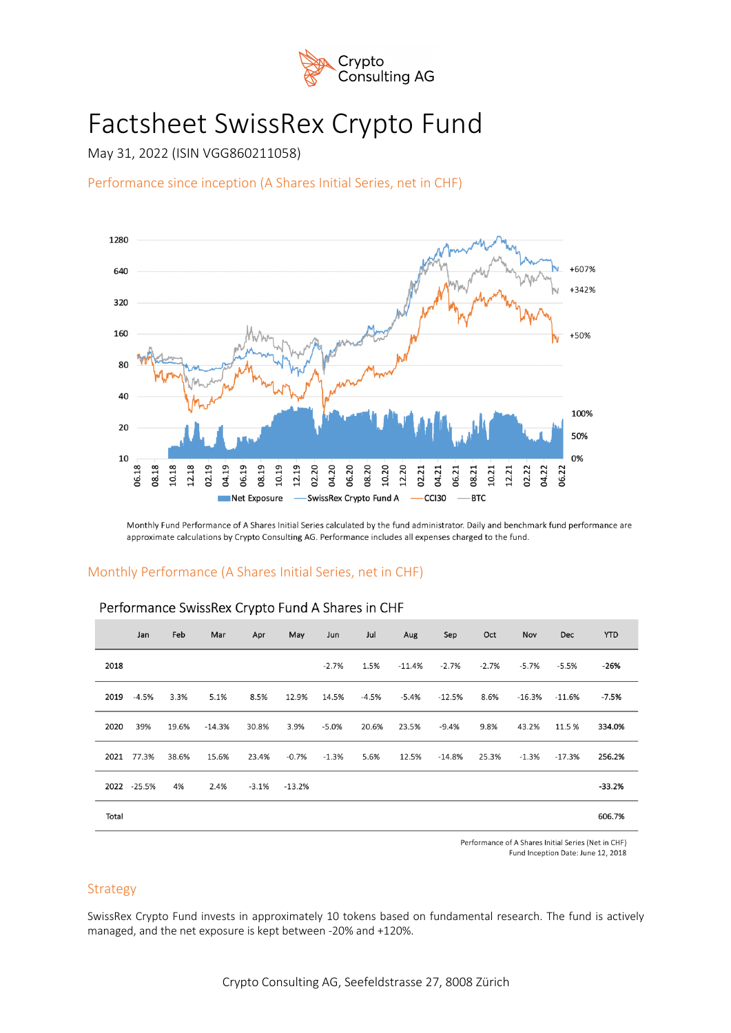Crypto Consulting AG

# Factsheet SwissRex Crypto Fund

May 31, 2022 (ISIN VGG860211058)

## Performance since inception (A Shares Initial Series, net in CHF)

Monthly Fund Performance of A Shares Initial Series calculated by the fund administrator. Daily and benchmark fund performance are approximate calculations by Crypto Consulting AG. Performance includes all expenses charged to the fund.

## Monthly Performance (A Shares Initial Series, net in CHF)

### Performance SwissRex Crypto Fund A Shares in CHF

| | Jan | Feb | Mar | Apr | May | Jun | Jul | Aug | Sep | Oct | Nov | Dec | YTD |
|---|---|---|---|---|---|---|---|---|---|---|---|---|---|
| **2018** | | | | | | -2.7% | 1.5% | -11.4% | -2.7% | -2.7% | -5.7% | -5.5% | **-26%** |
| **2019** | -4.5% | 3.3% | 5.1% | 8.5% | 12.9% | 14.5% | -4.5% | -5.4% | -12.5% | 8.6% | -16.3% | -11.6% | **-7.5%** |
| **2020** | 39% | 19.6% | -14.3% | 30.8% | 3.9% | -5.0% | 20.6% | 23.5% | -9.4% | 9.8% | 43.2% | 11.5 % | **334.0%** |
| **2021** | 77.3% | 38.6% | 15.6% | 23.4% | -0.7% | -1.3% | 5.6% | 12.5% | -14.8% | 25.3% | -1.3% | -17.3% | **256.2%** |
| **2022** | -25.5% | 4% | 2.4% | -3.1% | -13.2% | | | | | | | | **-33.2%** |
| Total | | | | | | | | | | | | | **606.7%** |

Performance of A Shares Initial Series (Net in CHF)
Fund Inception Date: June 12, 2018

## Strategy

SwissRex Crypto Fund invests in approximately 10 tokens based on fundamental research. The fund is actively managed, and the net exposure is kept between -20% and +120%.

Crypto Consulting AG, Seefeldstrasse 27, 8008 Zürich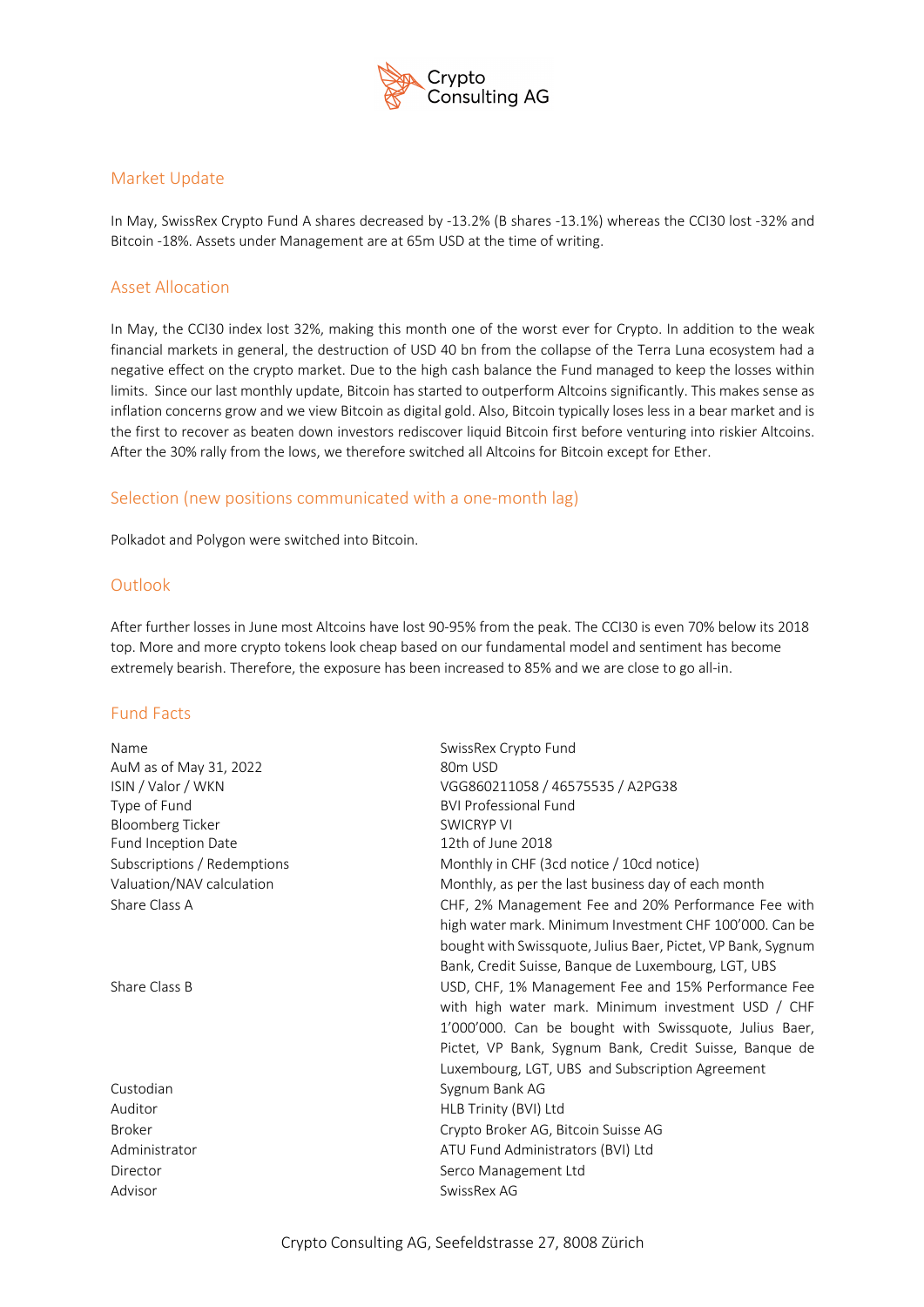## Market Update

In May, SwissRex Crypto Fund A shares decreased by -13.2% (B shares -13.1%) whereas the CCI30 lost -32% and Bitcoin -18%. Assets under Management are at 65m USD at the time of writing.

## Asset Allocation

In May, the CCI30 index lost 32%, making this month one of the worst ever for Crypto. In addition to the weak financial markets in general, the destruction of USD 40 bn from the collapse of the Terra Luna ecosystem had a negative effect on the crypto market. Due to the high cash balance the Fund managed to keep the losses within limits. Since our last monthly update, Bitcoin has started to outperform Altcoins significantly. This makes sense as inflation concerns grow and we view Bitcoin as digital gold. Also, Bitcoin typically loses less in a bear market and is the first to recover as beaten down investors rediscover liquid Bitcoin first before venturing into riskier Altcoins. After the 30% rally from the lows, we therefore switched all Altcoins for Bitcoin except for Ether.

## Selection (new positions communicated with a one-month lag)

Polkadot and Polygon were switched into Bitcoin.

## Outlook

After further losses in June most Altcoins have lost 90-95% from the peak. The CCI30 is even 70% below its 2018 top. More and more crypto tokens look cheap based on our fundamental model and sentiment has become extremely bearish. Therefore, the exposure has been increased to 85% and we are close to go all-in.

## Fund Facts

| | |
|---|---|
| Name | SwissRex Crypto Fund |
| AuM as of May 31, 2022 | 80m USD |
| ISIN / Valor / WKN | VGG860211058 / 46575535 / A2PG38 |
| Type of Fund | BVI Professional Fund |
| Bloomberg Ticker | SWICRYP VI |
| Fund Inception Date | 12th of June 2018 |
| Subscriptions / Redemptions | Monthly in CHF (3cd notice / 10cd notice) |
| Valuation/NAV calculation | Monthly, as per the last business day of each month |
| Share Class A | CHF, 2% Management Fee and 20% Performance Fee with high water mark. Minimum Investment CHF 100'000. Can be bought with Swissquote, Julius Baer, Pictet, VP Bank, Sygnum Bank, Credit Suisse, Banque de Luxembourg, LGT, UBS |
| Share Class B | USD, CHF, 1% Management Fee and 15% Performance Fee with high water mark. Minimum investment USD / CHF 1'000'000. Can be bought with Swissquote, Julius Baer, Pictet, VP Bank, Sygnum Bank, Credit Suisse, Banque de Luxembourg, LGT, UBS and Subscription Agreement |
| Custodian | Sygnum Bank AG |
| Auditor | HLB Trinity (BVI) Ltd |
| Broker | Crypto Broker AG, Bitcoin Suisse AG |
| Administrator | ATU Fund Administrators (BVI) Ltd |
| Director | Serco Management Ltd |
| Advisor | SwissRex AG |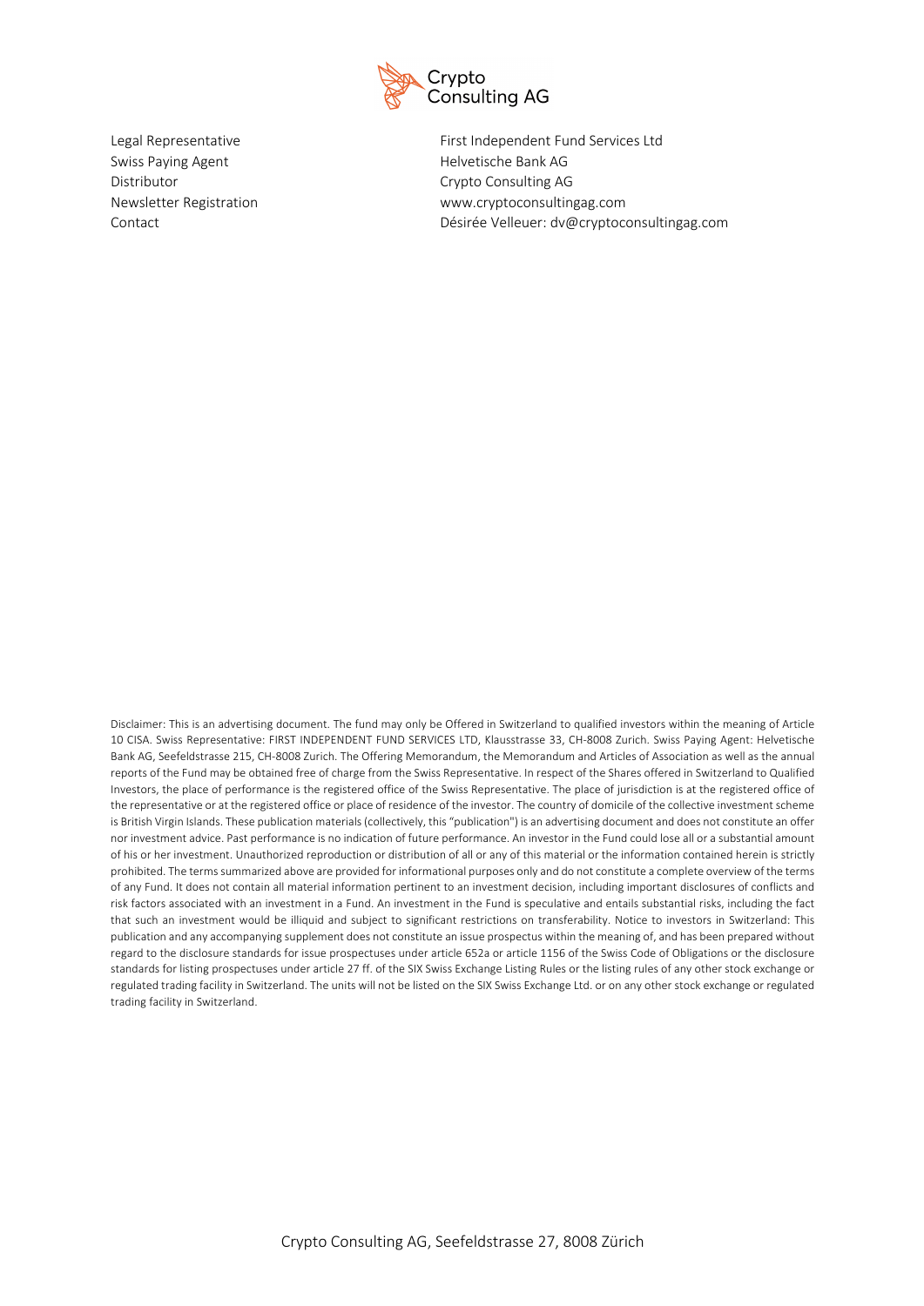Crypto Consulting AG

| | |
|---|---|
| Legal Representative | First Independent Fund Services Ltd |
| Swiss Paying Agent | Helvetische Bank AG |
| Distributor | Crypto Consulting AG |
| Newsletter Registration | www.cryptoconsultingag.com |
| Contact | Désirée Velleuer: dv@cryptoconsultingag.com |

Disclaimer: This is an advertising document. The fund may only be Offered in Switzerland to qualified investors within the meaning of Article 10 CISA. Swiss Representative: FIRST INDEPENDENT FUND SERVICES LTD, Klausstrasse 33, CH-8008 Zurich. Swiss Paying Agent: Helvetische Bank AG, Seefeldstrasse 215, CH-8008 Zurich. The Offering Memorandum, the Memorandum and Articles of Association as well as the annual reports of the Fund may be obtained free of charge from the Swiss Representative. In respect of the Shares offered in Switzerland to Qualified Investors, the place of performance is the registered office of the Swiss Representative. The place of jurisdiction is at the registered office of the representative or at the registered office or place of residence of the investor. The country of domicile of the collective investment scheme is British Virgin Islands. These publication materials (collectively, this "publication") is an advertising document and does not constitute an offer nor investment advice. Past performance is no indication of future performance. An investor in the Fund could lose all or a substantial amount of his or her investment. Unauthorized reproduction or distribution of all or any of this material or the information contained herein is strictly prohibited. The terms summarized above are provided for informational purposes only and do not constitute a complete overview of the terms of any Fund. It does not contain all material information pertinent to an investment decision, including important disclosures of conflicts and risk factors associated with an investment in a Fund. An investment in the Fund is speculative and entails substantial risks, including the fact that such an investment would be illiquid and subject to significant restrictions on transferability. Notice to investors in Switzerland: This publication and any accompanying supplement does not constitute an issue prospectus within the meaning of, and has been prepared without regard to the disclosure standards for issue prospectuses under article 652a or article 1156 of the Swiss Code of Obligations or the disclosure standards for listing prospectuses under article 27 ff. of the SIX Swiss Exchange Listing Rules or the listing rules of any other stock exchange or regulated trading facility in Switzerland. The units will not be listed on the SIX Swiss Exchange Ltd. or on any other stock exchange or regulated trading facility in Switzerland.

Crypto Consulting AG, Seefeldstrasse 27, 8008 Zürich